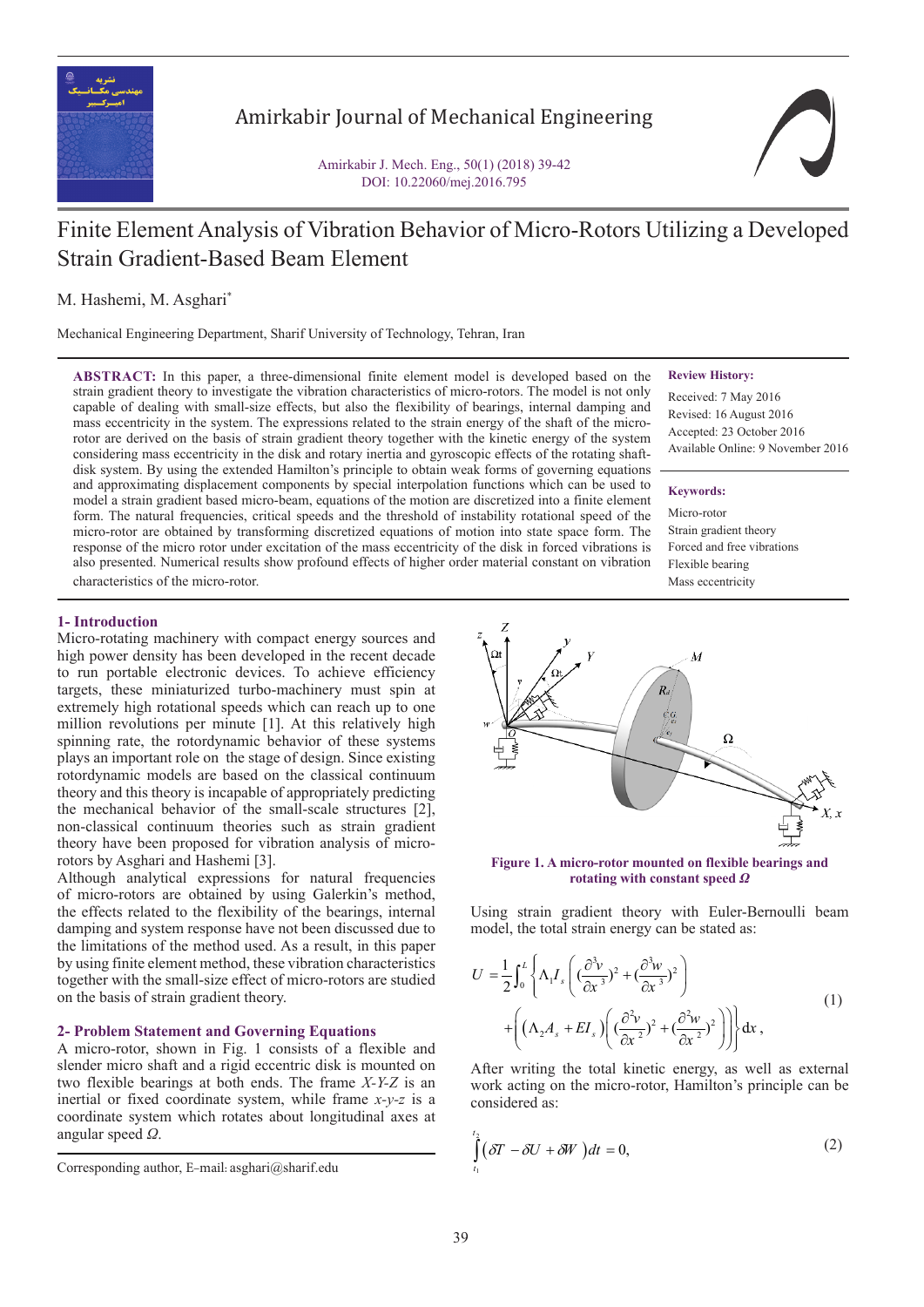# Finite Element Analysis of Vibration Behavior of Micro-Rotors Utilizing a Developed Strain Gradient-Based Beam Element

M. Hashemi, M. Asghari*

Mechanical Engineering Department, Sharif University of Technology, Tehran, Iran

**ABSTRACT:** In this paper, a three-dimensional finite element model is developed based on the strain gradient theory to investigate the vibration characteristics of micro-rotors. The model is not only capable of dealing with small-size effects, but also the flexibility of bearings, internal damping and mass eccentricity in the system. The expressions related to the strain energy of the shaft of the micro-rotor are derived on the basis of strain gradient theory together with the kinetic energy of the system considering mass eccentricity in the disk and rotary inertia and gyroscopic effects of the rotating shaft-disk system. By using the extended Hamilton's principle to obtain weak forms of governing equations and approximating displacement components by special interpolation functions which can be used to model a strain gradient based micro-beam, equations of the motion are discretized into a finite element form. The natural frequencies, critical speeds and the threshold of instability rotational speed of the micro-rotor are obtained by transforming discretized equations of motion into state space form. The response of the micro rotor under excitation of the mass eccentricity of the disk in forced vibrations is also presented. Numerical results show profound effects of higher order material constant on vibration characteristics of the micro-rotor.

**Review History:**

Received: 7 May 2016
Revised: 16 August 2016
Accepted: 23 October 2016
Available Online: 9 November 2016

**Keywords:**

Micro-rotor
Strain gradient theory
Forced and free vibrations
Flexible bearing
Mass eccentricity

## 1- Introduction

Micro-rotating machinery with compact energy sources and high power density has been developed in the recent decade to run portable electronic devices. To achieve efficiency targets, these miniaturized turbo-machinery must spin at extremely high rotational speeds which can reach up to one million revolutions per minute [1]. At this relatively high spinning rate, the rotordynamic behavior of these systems plays an important role on the stage of design. Since existing rotordynamic models are based on the classical continuum theory and this theory is incapable of appropriately predicting the mechanical behavior of the small-scale structures [2], non-classical continuum theories such as strain gradient theory have been proposed for vibration analysis of micro-rotors by Asghari and Hashemi [3].

Although analytical expressions for natural frequencies of micro-rotors are obtained by using Galerkin's method, the effects related to the flexibility of the bearings, internal damping and system response have not been discussed due to the limitations of the method used. As a result, in this paper by using finite element method, these vibration characteristics together with the small-size effect of micro-rotors are studied on the basis of strain gradient theory.

## 2- Problem Statement and Governing Equations

A micro-rotor, shown in Fig. 1 consists of a flexible and slender micro shaft and a rigid eccentric disk is mounted on two flexible bearings at both ends. The frame *X-Y-Z* is an inertial or fixed coordinate system, while frame *x-y-z* is a coordinate system which rotates about longitudinal axes at angular speed $\Omega$.

**Figure 1. A micro-rotor mounted on flexible bearings and rotating with constant speed $\Omega$**

Using strain gradient theory with Euler-Bernoulli beam model, the total strain energy can be stated as:

$$U = \frac{1}{2}\int_0^L \left\{ \Lambda_1 I_s \left( \left(\frac{\partial^3 v}{\partial x^3}\right)^2 + \left(\frac{\partial^3 w}{\partial x^3}\right)^2 \right) + \left( \left(\Lambda_2 A_s + EI_s\right) \left( \left(\frac{\partial^2 v}{\partial x^2}\right)^2 + \left(\frac{\partial^2 w}{\partial x^2}\right)^2 \right) \right) \right\} \mathrm{d}x , \tag{1}$$

After writing the total kinetic energy, as well as external work acting on the micro-rotor, Hamilton's principle can be considered as:

$$\int_{t_1}^{t_2} \left( \delta T - \delta U + \delta W \right) dt = 0, \tag{2}$$

Corresponding author, E-mail: asghari@sharif.edu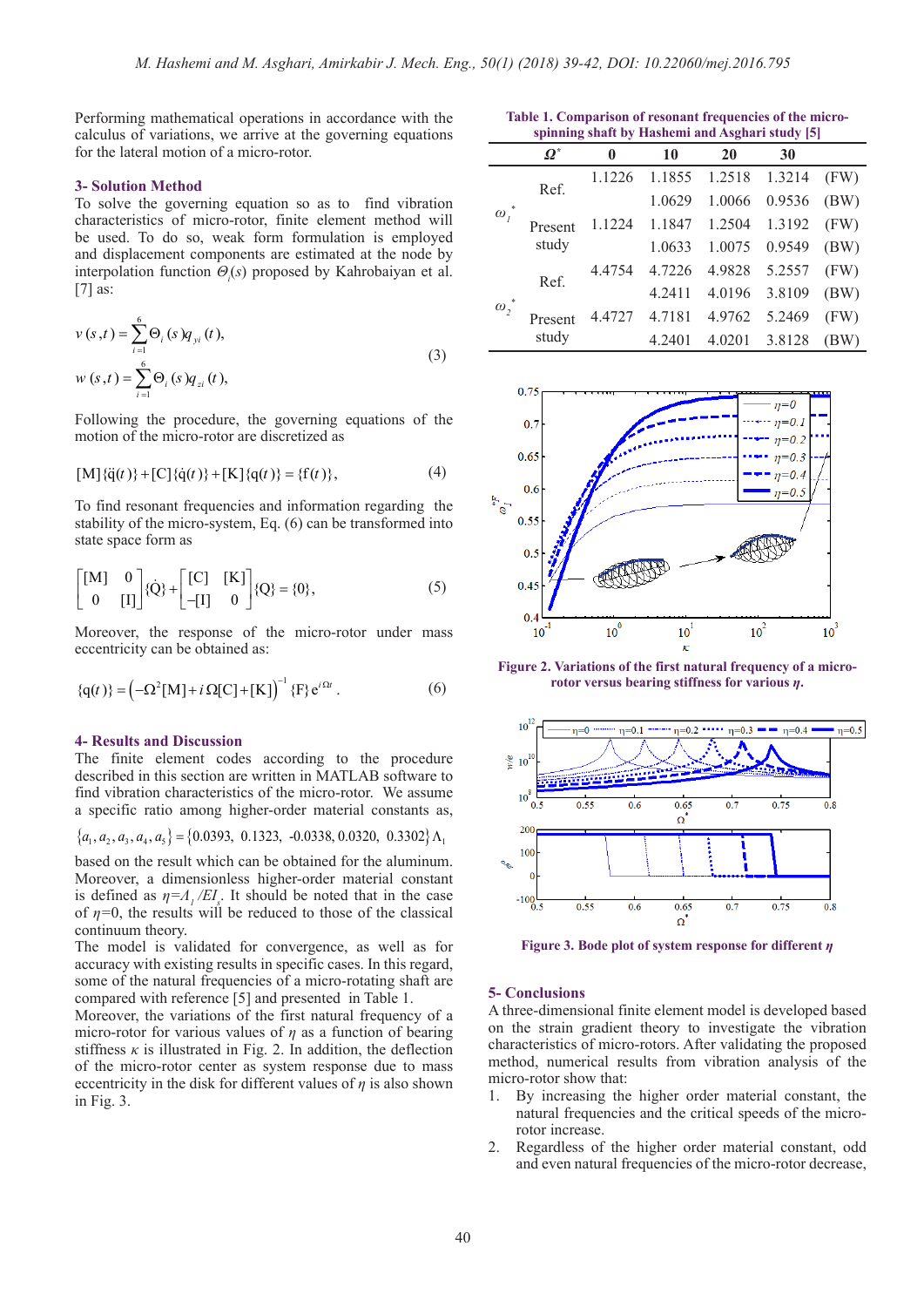Performing mathematical operations in accordance with the calculus of variations, we arrive at the governing equations for the lateral motion of a micro-rotor.

## 3- Solution Method

To solve the governing equation so as to find vibration characteristics of micro-rotor, finite element method will be used. To do so, weak form formulation is employed and displacement components are estimated at the node by interpolation function $\Theta_i(s)$ proposed by Kahrobaiyan et al. [7] as:

$$v(s,t) = \sum_{i=1}^{6} \Theta_i(s) q_{yi}(t), \qquad (3)$$
$$w(s,t) = \sum_{i=1}^{6} \Theta_i(s) q_{zi}(t),$$

Following the procedure, the governing equations of the motion of the micro-rotor are discretized as

$$[\mathrm{M}]\{\ddot{\mathrm{q}}(t)\} + [\mathrm{C}]\{\dot{\mathrm{q}}(t)\} + [\mathrm{K}]\{\mathrm{q}(t)\} = \{\mathrm{f}(t)\}, \qquad (4)$$

To find resonant frequencies and information regarding the stability of the micro-system, Eq. (6) can be transformed into state space form as

$$\begin{bmatrix} [\mathrm{M}] & 0 \\ 0 & [\mathrm{I}] \end{bmatrix} \{\dot{\mathrm{Q}}\} + \begin{bmatrix} [\mathrm{C}] & [\mathrm{K}] \\ -[\mathrm{I}] & 0 \end{bmatrix} \{\mathrm{Q}\} = \{0\}, \qquad (5)$$

Moreover, the response of the micro-rotor under mass eccentricity can be obtained as:

$$\{\mathrm{q}(t)\} = \left(-\Omega^2[\mathrm{M}] + i\,\Omega[\mathrm{C}] + [\mathrm{K}]\right)^{-1} \{\mathrm{F}\} e^{i\Omega t}. \qquad (6)$$

## 4- Results and Discussion

The finite element codes according to the procedure described in this section are written in MATLAB software to find vibration characteristics of the micro-rotor. We assume a specific ratio among higher-order material constants as,

$$\{a_1, a_2, a_3, a_4, a_5\} = \{0.0393,\ 0.1323,\ -0.0338, 0.0320,\ 0.3302\}\Lambda_1$$

based on the result which can be obtained for the aluminum. Moreover, a dimensionless higher-order material constant is defined as $\eta = \Lambda_1 / EI_y$. It should be noted that in the case of $\eta = 0$, the results will be reduced to those of the classical continuum theory.

The model is validated for convergence, as well as for accuracy with existing results in specific cases. In this regard, some of the natural frequencies of a micro-rotating shaft are compared with reference [5] and presented in Table 1.

Moreover, the variations of the first natural frequency of a micro-rotor for various values of $\eta$ as a function of bearing stiffness $\kappa$ is illustrated in Fig. 2. In addition, the deflection of the micro-rotor center as system response due to mass eccentricity in the disk for different values of $\eta$ is also shown in Fig. 3.

**Table 1. Comparison of resonant frequencies of the micro-spinning shaft by Hashemi and Asghari study [5]**

| | $\Omega^*$ | 0 | 10 | 20 | 30 | |
|---|---|---|---|---|---|---|
| $\omega_1^*$ | Ref. | 1.1226 | 1.1855 | 1.2518 | 1.3214 | (FW) |
| | | | 1.0629 | 1.0066 | 0.9536 | (BW) |
| | Present study | 1.1224 | 1.1847 | 1.2504 | 1.3192 | (FW) |
| | | | 1.0633 | 1.0075 | 0.9549 | (BW) |
| $\omega_2^*$ | Ref. | 4.4754 | 4.7226 | 4.9828 | 5.2557 | (FW) |
| | | | 4.2411 | 4.0196 | 3.8109 | (BW) |
| | Present study | 4.4727 | 4.7181 | 4.9762 | 5.2469 | (FW) |
| | | | 4.2401 | 4.0201 | 3.8128 | (BW) |

$\omega_1^*$
0.75
0.7
0.65
0.6
0.55
0.5
0.45
0.4
$10^{-1}$ $10^{0}$ $10^{1}$ $10^{2}$ $10^{3}$
$\kappa$
$\eta$=0
$\eta$=0.1
$\eta$=0.2
$\eta$=0.3
$\eta$=0.4
$\eta$=0.5

**Figure 2. Variations of the first natural frequency of a micro-rotor versus bearing stiffness for various $\eta$.**

$\eta$=0 $\eta$=0.1 $\eta$=0.2 $\eta$=0.3 $\eta$=0.4 $\eta$=0.5
$w/e$
$10^{12}$
$10^{10}$
$10^{8}$
0.5 0.55 0.6 0.65 0.7 0.75 0.8
$\Omega^*$
$\varphi$
200
100
0
-100
0.5 0.55 0.6 0.65 0.7 0.75 0.8
$\Omega^*$

**Figure 3. Bode plot of system response for different $\eta$**

## 5- Conclusions

A three-dimensional finite element model is developed based on the strain gradient theory to investigate the vibration characteristics of micro-rotors. After validating the proposed method, numerical results from vibration analysis of the micro-rotor show that:

1. By increasing the higher order material constant, the natural frequencies and the critical speeds of the micro-rotor increase.
2. Regardless of the higher order material constant, odd and even natural frequencies of the micro-rotor decrease,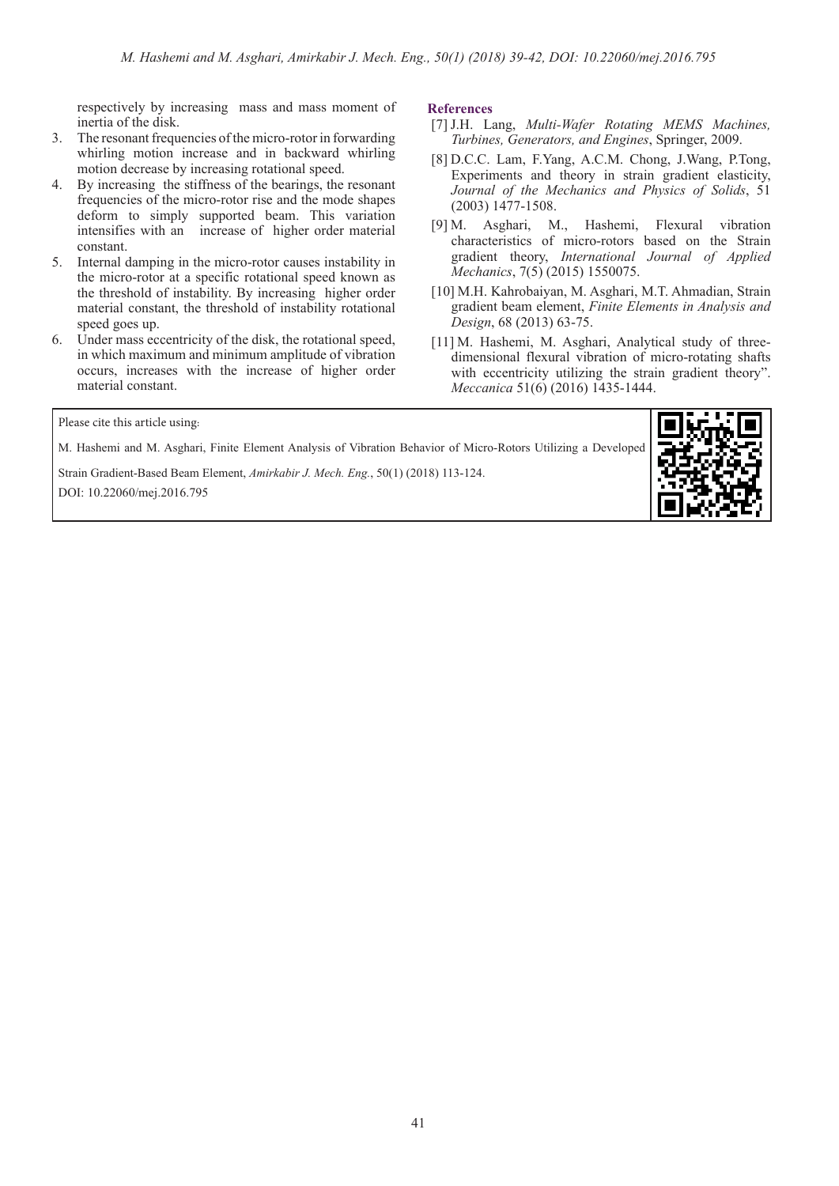respectively by increasing mass and mass moment of inertia of the disk.

3. The resonant frequencies of the micro-rotor in forwarding whirling motion increase and in backward whirling motion decrease by increasing rotational speed.
4. By increasing the stiffness of the bearings, the resonant frequencies of the micro-rotor rise and the mode shapes deform to simply supported beam. This variation intensifies with an increase of higher order material constant.
5. Internal damping in the micro-rotor causes instability in the micro-rotor at a specific rotational speed known as the threshold of instability. By increasing higher order material constant, the threshold of instability rotational speed goes up.
6. Under mass eccentricity of the disk, the rotational speed, in which maximum and minimum amplitude of vibration occurs, increases with the increase of higher order material constant.

## References

[7] J.H. Lang, *Multi-Wafer Rotating MEMS Machines, Turbines, Generators, and Engines*, Springer, 2009.

[8] D.C.C. Lam, F.Yang, A.C.M. Chong, J.Wang, P.Tong, Experiments and theory in strain gradient elasticity, *Journal of the Mechanics and Physics of Solids*, 51 (2003) 1477-1508.

[9] M. Asghari, M., Hashemi, Flexural vibration characteristics of micro-rotors based on the Strain gradient theory, *International Journal of Applied Mechanics*, 7(5) (2015) 1550075.

[10] M.H. Kahrobaiyan, M. Asghari, M.T. Ahmadian, Strain gradient beam element, *Finite Elements in Analysis and Design*, 68 (2013) 63-75.

[11] M. Hashemi, M. Asghari, Analytical study of three-dimensional flexural vibration of micro-rotating shafts with eccentricity utilizing the strain gradient theory". *Meccanica* 51(6) (2016) 1435-1444.

Please cite this article using:

M. Hashemi and M. Asghari, Finite Element Analysis of Vibration Behavior of Micro-Rotors Utilizing a Developed Strain Gradient-Based Beam Element, *Amirkabir J. Mech. Eng.*, 50(1) (2018) 113-124.

DOI: 10.22060/mej.2016.795